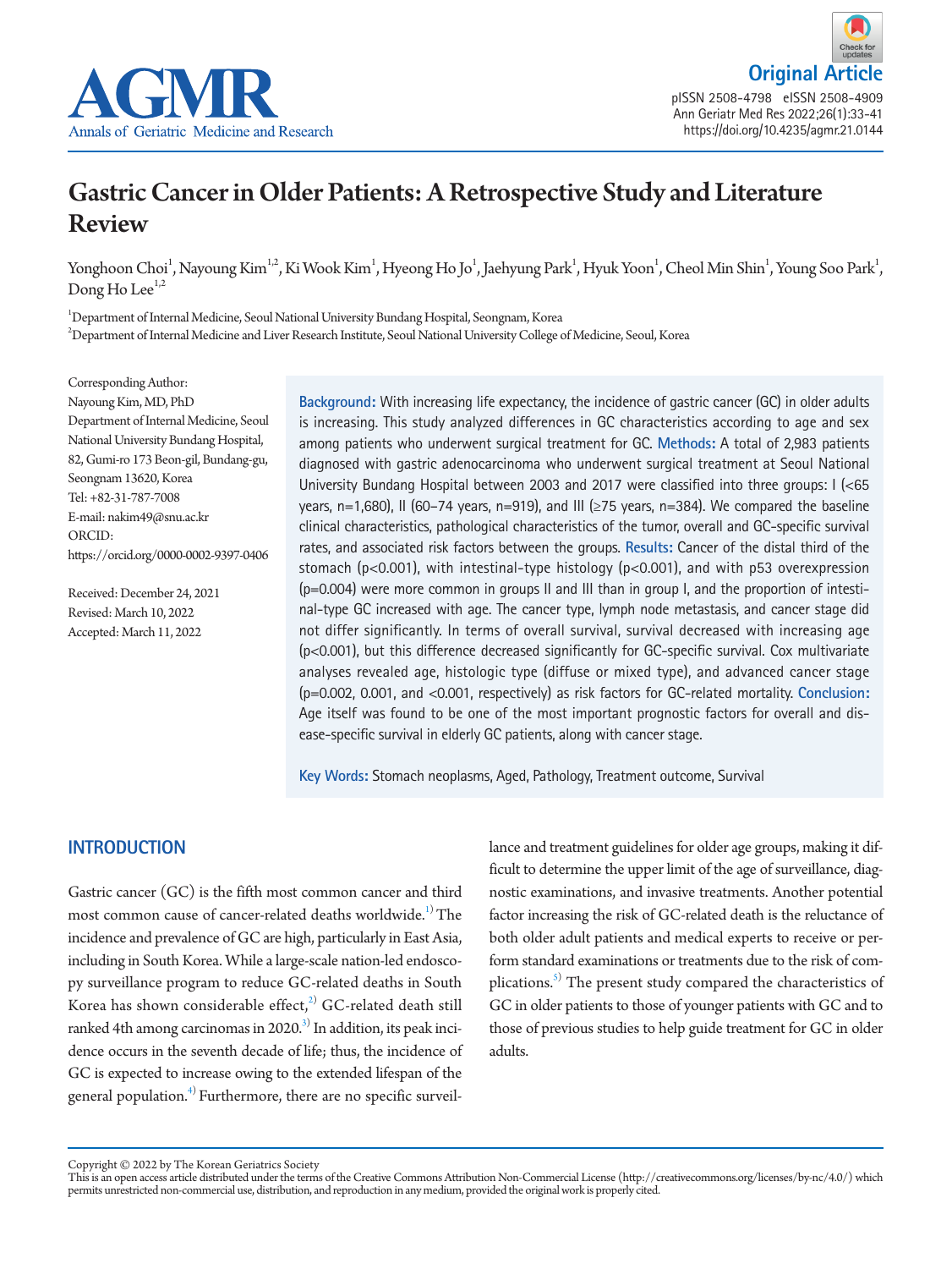Original Article

pISSN 2508-4798 eISSN 2508-4909
Ann Geriatr Med Res 2022;26(1):33-41
https://doi.org/10.4235/agmr.21.0144

# Gastric Cancer in Older Patients: A Retrospective Study and Literature Review

Yonghoon Choi[1], Nayoung Kim[1,2], Ki Wook Kim[1], Hyeong Ho Jo[1], Jaehyung Park[1], Hyuk Yoon[1], Cheol Min Shin[1], Young Soo Park[1], Dong Ho Lee[1,2]

[1]Department of Internal Medicine, Seoul National University Bundang Hospital, Seongnam, Korea
[2]Department of Internal Medicine and Liver Research Institute, Seoul National University College of Medicine, Seoul, Korea

Corresponding Author:
Nayoung Kim, MD, PhD
Department of Internal Medicine, Seoul National University Bundang Hospital, 82, Gumi-ro 173 Beon-gil, Bundang-gu, Seongnam 13620, Korea
Tel: +82-31-787-7008
E-mail: nakim49@snu.ac.kr
ORCID:
https://orcid.org/0000-0002-9397-0406

Received: December 24, 2021
Revised: March 10, 2022
Accepted: March 11, 2022

**Background:** With increasing life expectancy, the incidence of gastric cancer (GC) in older adults is increasing. This study analyzed differences in GC characteristics according to age and sex among patients who underwent surgical treatment for GC. **Methods:** A total of 2,983 patients diagnosed with gastric adenocarcinoma who underwent surgical treatment at Seoul National University Bundang Hospital between 2003 and 2017 were classified into three groups: I (<65 years, n=1,680), II (60–74 years, n=919), and III (≥75 years, n=384). We compared the baseline clinical characteristics, pathological characteristics of the tumor, overall and GC-specific survival rates, and associated risk factors between the groups. **Results:** Cancer of the distal third of the stomach (p<0.001), with intestinal-type histology (p<0.001), and with p53 overexpression (p=0.004) were more common in groups II and III than in group I, and the proportion of intestinal-type GC increased with age. The cancer type, lymph node metastasis, and cancer stage did not differ significantly. In terms of overall survival, survival decreased with increasing age (p<0.001), but this difference decreased significantly for GC-specific survival. Cox multivariate analyses revealed age, histologic type (diffuse or mixed type), and advanced cancer stage (p=0.002, 0.001, and <0.001, respectively) as risk factors for GC-related mortality. **Conclusion:** Age itself was found to be one of the most important prognostic factors for overall and disease-specific survival in elderly GC patients, along with cancer stage.

**Key Words:** Stomach neoplasms, Aged, Pathology, Treatment outcome, Survival

## INTRODUCTION

Gastric cancer (GC) is the fifth most common cancer and third most common cause of cancer-related deaths worldwide.[1] The incidence and prevalence of GC are high, particularly in East Asia, including in South Korea. While a large-scale nation-led endoscopy surveillance program to reduce GC-related deaths in South Korea has shown considerable effect,[2] GC-related death still ranked 4th among carcinomas in 2020.[3] In addition, its peak incidence occurs in the seventh decade of life; thus, the incidence of GC is expected to increase owing to the extended lifespan of the general population.[4] Furthermore, there are no specific surveillance and treatment guidelines for older age groups, making it difficult to determine the upper limit of the age of surveillance, diagnostic examinations, and invasive treatments. Another potential factor increasing the risk of GC-related death is the reluctance of both older adult patients and medical experts to receive or perform standard examinations or treatments due to the risk of complications.[5] The present study compared the characteristics of GC in older patients to those of younger patients with GC and to those of previous studies to help guide treatment for GC in older adults.

Copyright © 2022 by The Korean Geriatrics Society
This is an open access article distributed under the terms of the Creative Commons Attribution Non-Commercial License (http://creativecommons.org/licenses/by-nc/4.0/) which permits unrestricted non-commercial use, distribution, and reproduction in any medium, provided the original work is properly cited.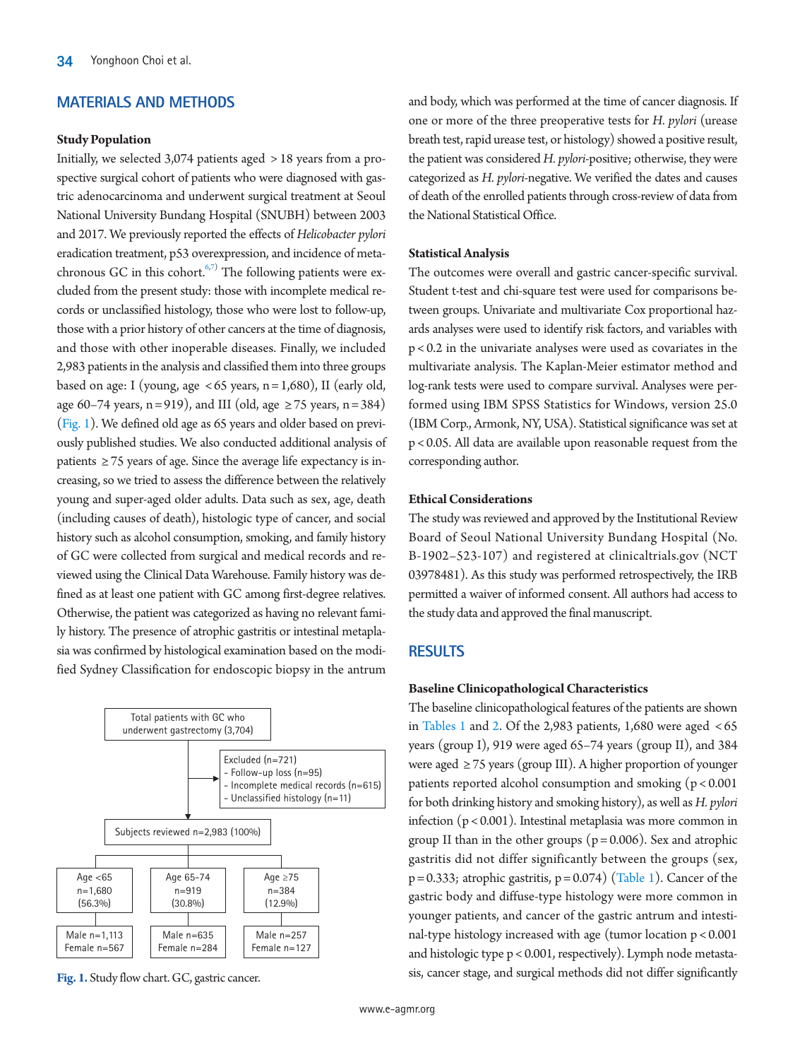## MATERIALS AND METHODS

### Study Population

Initially, we selected 3,074 patients aged > 18 years from a prospective surgical cohort of patients who were diagnosed with gastric adenocarcinoma and underwent surgical treatment at Seoul National University Bundang Hospital (SNUBH) between 2003 and 2017. We previously reported the effects of *Helicobacter pylori* eradication treatment, p53 overexpression, and incidence of metachronous GC in this cohort.[6,7] The following patients were excluded from the present study: those with incomplete medical records or unclassified histology, those who were lost to follow-up, those with a prior history of other cancers at the time of diagnosis, and those with other inoperable diseases. Finally, we included 2,983 patients in the analysis and classified them into three groups based on age: I (young, age < 65 years, n = 1,680), II (early old, age 60–74 years, n = 919), and III (old, age ≥ 75 years, n = 384) (Fig. 1). We defined old age as 65 years and older based on previously published studies. We also conducted additional analysis of patients ≥ 75 years of age. Since the average life expectancy is increasing, so we tried to assess the difference between the relatively young and super-aged older adults. Data such as sex, age, death (including causes of death), histologic type of cancer, and social history such as alcohol consumption, smoking, and family history of GC were collected from surgical and medical records and reviewed using the Clinical Data Warehouse. Family history was defined as at least one patient with GC among first-degree relatives. Otherwise, the patient was categorized as having no relevant family history. The presence of atrophic gastritis or intestinal metaplasia was confirmed by histological examination based on the modified Sydney Classification for endoscopic biopsy in the antrum and body, which was performed at the time of cancer diagnosis. If one or more of the three preoperative tests for *H. pylori* (urease breath test, rapid urease test, or histology) showed a positive result, the patient was considered *H. pylori*-positive; otherwise, they were categorized as *H. pylori*-negative. We verified the dates and causes of death of the enrolled patients through cross-review of data from the National Statistical Office.

Total patients with GC who underwent gastrectomy (3,704)

Excluded (n=721)
- Follow-up loss (n=95)
- Incomplete medical records (n=615)
- Unclassified histology (n=11)

Subjects reviewed n=2,983 (100%)

| Age <65 | Age 65–74 | Age ≥75 |
|---|---|---|
| n=1,680 (56.3%) | n=919 (30.8%) | n=384 (12.9%) |
| Male n=1,113, Female n=567 | Male n=635, Female n=284 | Male n=257, Female n=127 |

**Fig. 1.** Study flow chart. GC, gastric cancer.

### Statistical Analysis

The outcomes were overall and gastric cancer-specific survival. Student t-test and chi-square test were used for comparisons between groups. Univariate and multivariate Cox proportional hazards analyses were used to identify risk factors, and variables with $p < 0.2$ in the univariate analyses were used as covariates in the multivariate analysis. The Kaplan-Meier estimator method and log-rank tests were used to compare survival. Analyses were performed using IBM SPSS Statistics for Windows, version 25.0 (IBM Corp., Armonk, NY, USA). Statistical significance was set at $p < 0.05$. All data are available upon reasonable request from the corresponding author.

### Ethical Considerations

The study was reviewed and approved by the Institutional Review Board of Seoul National University Bundang Hospital (No. B-1902–523-107) and registered at clinicaltrials.gov (NCT 03978481). As this study was performed retrospectively, the IRB permitted a waiver of informed consent. All authors had access to the study data and approved the final manuscript.

## RESULTS

### Baseline Clinicopathological Characteristics

The baseline clinicopathological features of the patients are shown in Tables 1 and 2. Of the 2,983 patients, 1,680 were aged < 65 years (group I), 919 were aged 65–74 years (group II), and 384 were aged ≥ 75 years (group III). A higher proportion of younger patients reported alcohol consumption and smoking ($p < 0.001$ for both drinking history and smoking history), as well as *H. pylori* infection ($p < 0.001$). Intestinal metaplasia was more common in group II than in the other groups ($p = 0.006$). Sex and atrophic gastritis did not differ significantly between the groups (sex, $p = 0.333$; atrophic gastritis, $p = 0.074$) (Table 1). Cancer of the gastric body and diffuse-type histology were more common in younger patients, and cancer of the gastric antrum and intestinal-type histology increased with age (tumor location $p < 0.001$ and histologic type $p < 0.001$, respectively). Lymph node metastasis, cancer stage, and surgical methods did not differ significantly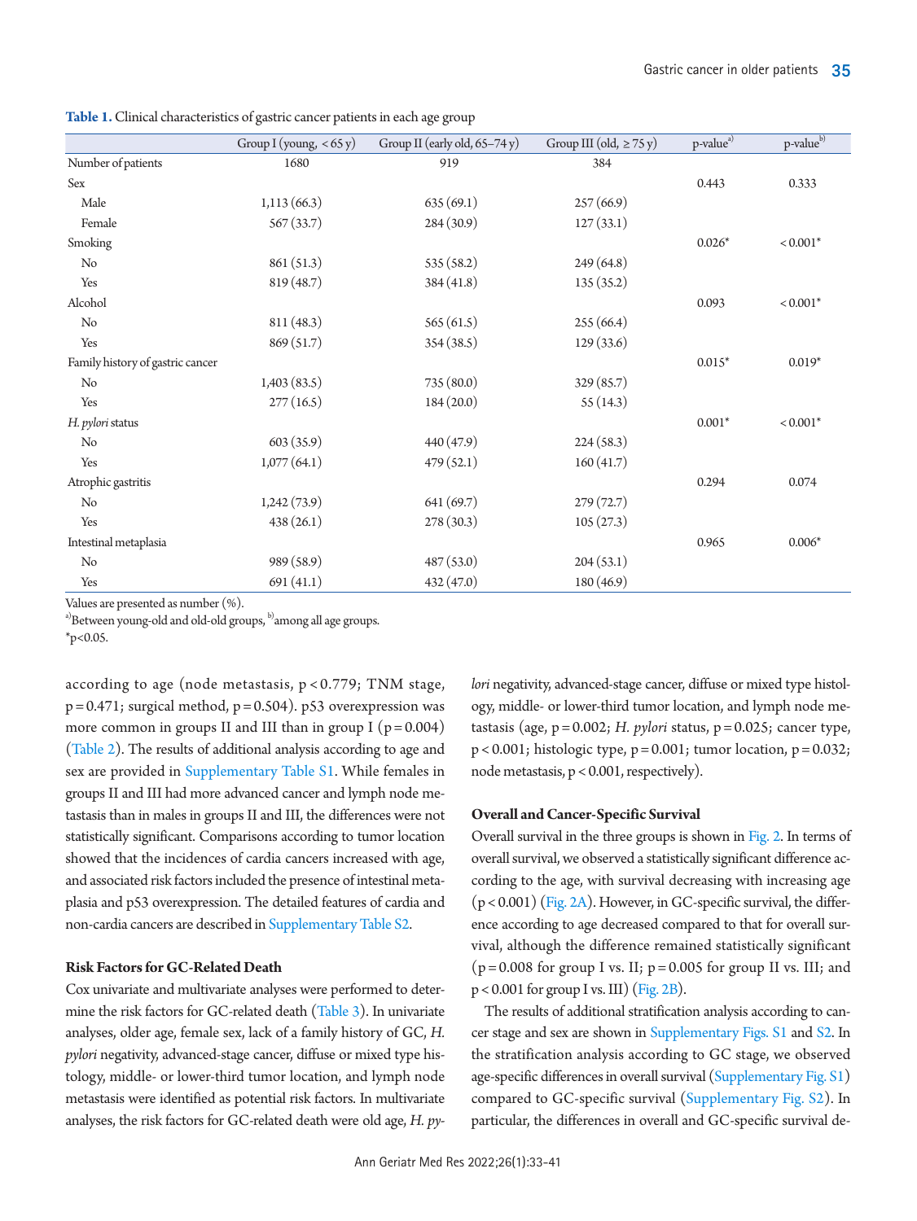**Table 1.** Clinical characteristics of gastric cancer patients in each age group

| | Group I (young, < 65 y) | Group II (early old, 65–74 y) | Group III (old, ≥ 75 y) | p-value[a)] | p-value[b)] |
|---|---|---|---|---|---|
| Number of patients | 1680 | 919 | 384 | | |
| Sex | | | | 0.443 | 0.333 |
| Male | 1,113 (66.3) | 635 (69.1) | 257 (66.9) | | |
| Female | 567 (33.7) | 284 (30.9) | 127 (33.1) | | |
| Smoking | | | | 0.026* | < 0.001* |
| No | 861 (51.3) | 535 (58.2) | 249 (64.8) | | |
| Yes | 819 (48.7) | 384 (41.8) | 135 (35.2) | | |
| Alcohol | | | | 0.093 | < 0.001* |
| No | 811 (48.3) | 565 (61.5) | 255 (66.4) | | |
| Yes | 869 (51.7) | 354 (38.5) | 129 (33.6) | | |
| Family history of gastric cancer | | | | 0.015* | 0.019* |
| No | 1,403 (83.5) | 735 (80.0) | 329 (85.7) | | |
| Yes | 277 (16.5) | 184 (20.0) | 55 (14.3) | | |
| *H. pylori* status | | | | 0.001* | < 0.001* |
| No | 603 (35.9) | 440 (47.9) | 224 (58.3) | | |
| Yes | 1,077 (64.1) | 479 (52.1) | 160 (41.7) | | |
| Atrophic gastritis | | | | 0.294 | 0.074 |
| No | 1,242 (73.9) | 641 (69.7) | 279 (72.7) | | |
| Yes | 438 (26.1) | 278 (30.3) | 105 (27.3) | | |
| Intestinal metaplasia | | | | 0.965 | 0.006* |
| No | 989 (58.9) | 487 (53.0) | 204 (53.1) | | |
| Yes | 691 (41.1) | 432 (47.0) | 180 (46.9) | | |

Values are presented as number (%).

[a)]Between young-old and old-old groups, [b)]among all age groups.

*p<0.05.

according to age (node metastasis, $p < 0.779$; TNM stage, $p = 0.471$; surgical method, $p = 0.504$). p53 overexpression was more common in groups II and III than in group I ($p = 0.004$) (Table 2). The results of additional analysis according to age and sex are provided in Supplementary Table S1. While females in groups II and III had more advanced cancer and lymph node metastasis than in males in groups II and III, the differences were not statistically significant. Comparisons according to tumor location showed that the incidences of cardia cancers increased with age, and associated risk factors included the presence of intestinal metaplasia and p53 overexpression. The detailed features of cardia and non-cardia cancers are described in Supplementary Table S2.

### Risk Factors for GC-Related Death

Cox univariate and multivariate analyses were performed to determine the risk factors for GC-related death (Table 3). In univariate analyses, older age, female sex, lack of a family history of GC, *H. pylori* negativity, advanced-stage cancer, diffuse or mixed type histology, middle- or lower-third tumor location, and lymph node metastasis were identified as potential risk factors. In multivariate analyses, the risk factors for GC-related death were old age, *H. pylori* negativity, advanced-stage cancer, diffuse or mixed type histology, middle- or lower-third tumor location, and lymph node metastasis (age, $p = 0.002$; *H. pylori* status, $p = 0.025$; cancer type, $p < 0.001$; histologic type, $p = 0.001$; tumor location, $p = 0.032$; node metastasis, $p < 0.001$, respectively).

### Overall and Cancer-Specific Survival

Overall survival in the three groups is shown in Fig. 2. In terms of overall survival, we observed a statistically significant difference according to the age, with survival decreasing with increasing age ($p < 0.001$) (Fig. 2A). However, in GC-specific survival, the difference according to age decreased compared to that for overall survival, although the difference remained statistically significant ($p = 0.008$ for group I vs. II; $p = 0.005$ for group II vs. III; and $p < 0.001$ for group I vs. III) (Fig. 2B).

The results of additional stratification analysis according to cancer stage and sex are shown in Supplementary Figs. S1 and S2. In the stratification analysis according to GC stage, we observed age-specific differences in overall survival (Supplementary Fig. S1) compared to GC-specific survival (Supplementary Fig. S2). In particular, the differences in overall and GC-specific survival de-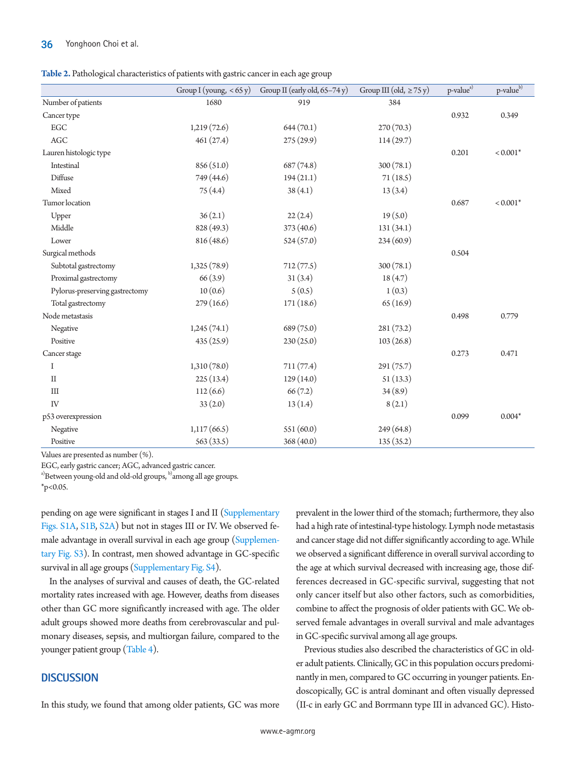**Table 2.** Pathological characteristics of patients with gastric cancer in each age group

| | Group I (young, < 65 y) | Group II (early old, 65–74 y) | Group III (old, ≥ 75 y) | p-value[a)] | p-value[b)] |
|---|---|---|---|---|---|
| Number of patients | 1680 | 919 | 384 | | |
| Cancer type | | | | 0.932 | 0.349 |
| EGC | 1,219 (72.6) | 644 (70.1) | 270 (70.3) | | |
| AGC | 461 (27.4) | 275 (29.9) | 114 (29.7) | | |
| Lauren histologic type | | | | 0.201 | < 0.001* |
| Intestinal | 856 (51.0) | 687 (74.8) | 300 (78.1) | | |
| Diffuse | 749 (44.6) | 194 (21.1) | 71 (18.5) | | |
| Mixed | 75 (4.4) | 38 (4.1) | 13 (3.4) | | |
| Tumor location | | | | 0.687 | < 0.001* |
| Upper | 36 (2.1) | 22 (2.4) | 19 (5.0) | | |
| Middle | 828 (49.3) | 373 (40.6) | 131 (34.1) | | |
| Lower | 816 (48.6) | 524 (57.0) | 234 (60.9) | | |
| Surgical methods | | | | 0.504 | |
| Subtotal gastrectomy | 1,325 (78.9) | 712 (77.5) | 300 (78.1) | | |
| Proximal gastrectomy | 66 (3.9) | 31 (3.4) | 18 (4.7) | | |
| Pylorus-preserving gastrectomy | 10 (0.6) | 5 (0.5) | 1 (0.3) | | |
| Total gastrectomy | 279 (16.6) | 171 (18.6) | 65 (16.9) | | |
| Node metastasis | | | | 0.498 | 0.779 |
| Negative | 1,245 (74.1) | 689 (75.0) | 281 (73.2) | | |
| Positive | 435 (25.9) | 230 (25.0) | 103 (26.8) | | |
| Cancer stage | | | | 0.273 | 0.471 |
| I | 1,310 (78.0) | 711 (77.4) | 291 (75.7) | | |
| II | 225 (13.4) | 129 (14.0) | 51 (13.3) | | |
| III | 112 (6.6) | 66 (7.2) | 34 (8.9) | | |
| IV | 33 (2.0) | 13 (1.4) | 8 (2.1) | | |
| p53 overexpression | | | | 0.099 | 0.004* |
| Negative | 1,117 (66.5) | 551 (60.0) | 249 (64.8) | | |
| Positive | 563 (33.5) | 368 (40.0) | 135 (35.2) | | |

Values are presented as number (%).

EGC, early gastric cancer; AGC, advanced gastric cancer.

[a)]Between young-old and old-old groups, [b)]among all age groups.

*$p<0.05$.

pending on age were significant in stages I and II (Supplementary Figs. S1A, S1B, S2A) but not in stages III or IV. We observed female advantage in overall survival in each age group (Supplementary Fig. S3). In contrast, men showed advantage in GC-specific survival in all age groups (Supplementary Fig. S4).

In the analyses of survival and causes of death, the GC-related mortality rates increased with age. However, deaths from diseases other than GC more significantly increased with age. The older adult groups showed more deaths from cerebrovascular and pulmonary diseases, sepsis, and multiorgan failure, compared to the younger patient group (Table 4).

## DISCUSSION

In this study, we found that among older patients, GC was more prevalent in the lower third of the stomach; furthermore, they also had a high rate of intestinal-type histology. Lymph node metastasis and cancer stage did not differ significantly according to age. While we observed a significant difference in overall survival according to the age at which survival decreased with increasing age, those differences decreased in GC-specific survival, suggesting that not only cancer itself but also other factors, such as comorbidities, combine to affect the prognosis of older patients with GC. We observed female advantages in overall survival and male advantages in GC-specific survival among all age groups.

Previous studies also described the characteristics of GC in older adult patients. Clinically, GC in this population occurs predominantly in men, compared to GC occurring in younger patients. Endoscopically, GC is antral dominant and often visually depressed (II-c in early GC and Borrmann type III in advanced GC). Histo-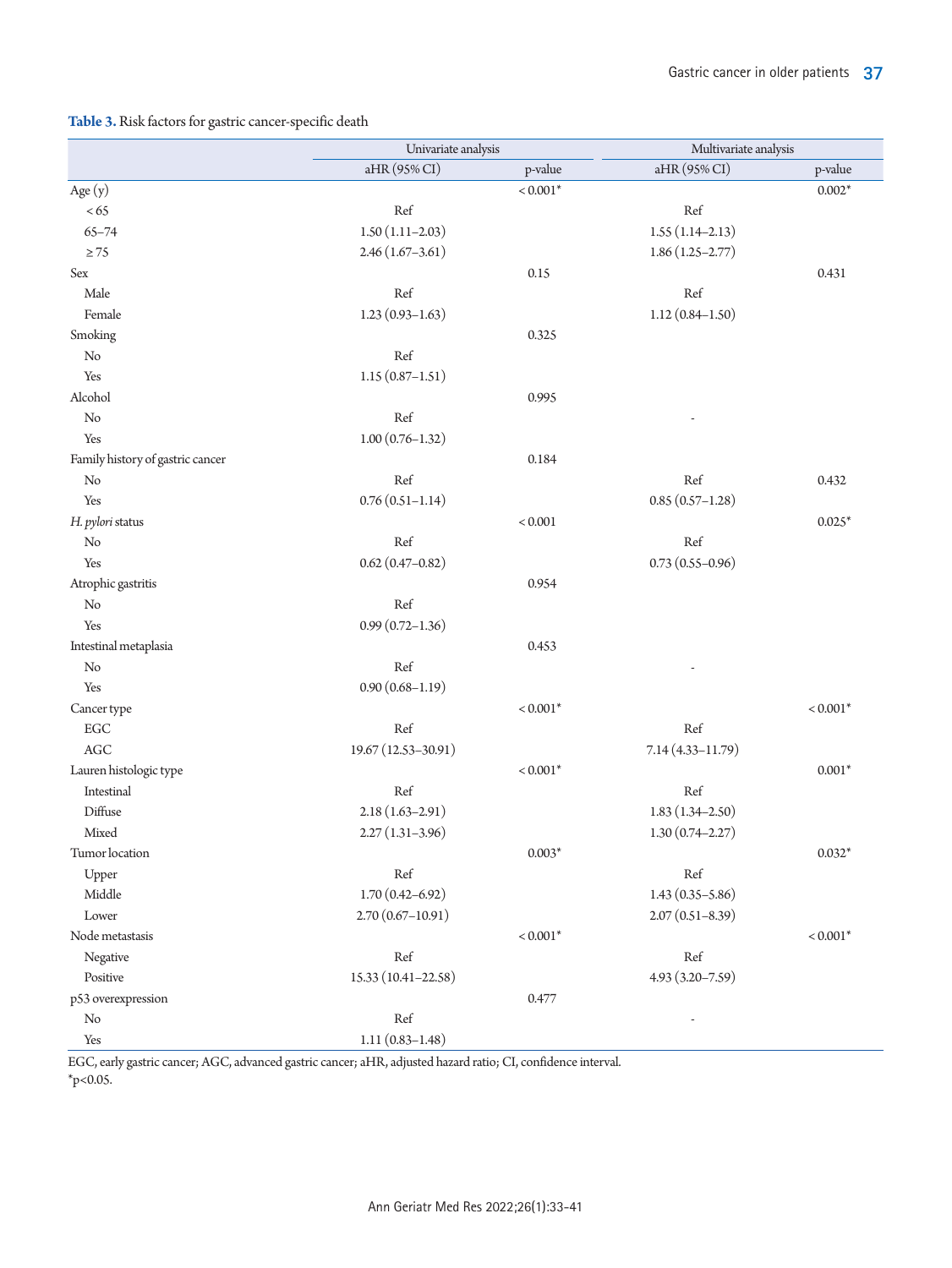**Table 3.** Risk factors for gastric cancer-specific death

| | Univariate analysis | | Multivariate analysis | |
|---|---|---|---|---|
| | aHR (95% CI) | p-value | aHR (95% CI) | p-value |
| Age (y) | | < 0.001* | | 0.002* |
| < 65 | Ref | | Ref | |
| 65–74 | 1.50 (1.11–2.03) | | 1.55 (1.14–2.13) | |
| ≥ 75 | 2.46 (1.67–3.61) | | 1.86 (1.25–2.77) | |
| Sex | | 0.15 | | 0.431 |
| Male | Ref | | Ref | |
| Female | 1.23 (0.93–1.63) | | 1.12 (0.84–1.50) | |
| Smoking | | 0.325 | | |
| No | Ref | | | |
| Yes | 1.15 (0.87–1.51) | | | |
| Alcohol | | 0.995 | | |
| No | Ref | | - | |
| Yes | 1.00 (0.76–1.32) | | | |
| Family history of gastric cancer | | 0.184 | | |
| No | Ref | | Ref | 0.432 |
| Yes | 0.76 (0.51–1.14) | | 0.85 (0.57–1.28) | |
| *H. pylori* status | | < 0.001 | | 0.025* |
| No | Ref | | Ref | |
| Yes | 0.62 (0.47–0.82) | | 0.73 (0.55–0.96) | |
| Atrophic gastritis | | 0.954 | | |
| No | Ref | | | |
| Yes | 0.99 (0.72–1.36) | | | |
| Intestinal metaplasia | | 0.453 | | |
| No | Ref | | - | |
| Yes | 0.90 (0.68–1.19) | | | |
| Cancer type | | < 0.001* | | < 0.001* |
| EGC | Ref | | Ref | |
| AGC | 19.67 (12.53–30.91) | | 7.14 (4.33–11.79) | |
| Lauren histologic type | | < 0.001* | | 0.001* |
| Intestinal | Ref | | Ref | |
| Diffuse | 2.18 (1.63–2.91) | | 1.83 (1.34–2.50) | |
| Mixed | 2.27 (1.31–3.96) | | 1.30 (0.74–2.27) | |
| Tumor location | | 0.003* | | 0.032* |
| Upper | Ref | | Ref | |
| Middle | 1.70 (0.42–6.92) | | 1.43 (0.35–5.86) | |
| Lower | 2.70 (0.67–10.91) | | 2.07 (0.51–8.39) | |
| Node metastasis | | < 0.001* | | < 0.001* |
| Negative | Ref | | Ref | |
| Positive | 15.33 (10.41–22.58) | | 4.93 (3.20–7.59) | |
| p53 overexpression | | 0.477 | | |
| No | Ref | | - | |
| Yes | 1.11 (0.83–1.48) | | | |

EGC, early gastric cancer; AGC, advanced gastric cancer; aHR, adjusted hazard ratio; CI, confidence interval.
*p<0.05.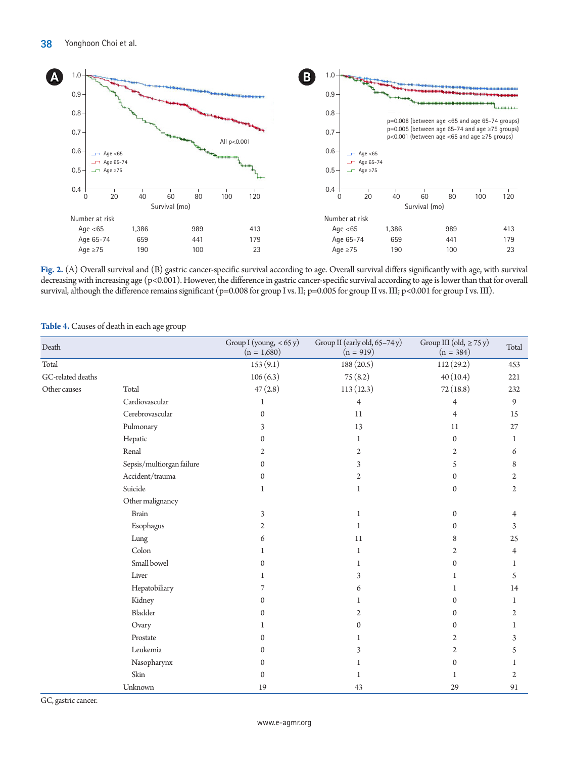**Fig. 2.** (A) Overall survival and (B) gastric cancer-specific survival according to age. Overall survival differs significantly with age, with survival decreasing with increasing age (p<0.001). However, the difference in gastric cancer-specific survival according to age is lower than that for overall survival, although the difference remains significant (p=0.008 for group I vs. II; p=0.005 for group II vs. III; p<0.001 for group I vs. III).

**Table 4.** Causes of death in each age group

| Death | | Group I (young, < 65 y) (n = 1,680) | Group II (early old, 65–74 y) (n = 919) | Group III (old, ≥ 75 y) (n = 384) | Total |
|---|---|---|---|---|---|
| Total | | 153 (9.1) | 188 (20.5) | 112 (29.2) | 453 |
| GC-related deaths | | 106 (6.3) | 75 (8.2) | 40 (10.4) | 221 |
| Other causes | Total | 47 (2.8) | 113 (12.3) | 72 (18.8) | 232 |
| | Cardiovascular | 1 | 4 | 4 | 9 |
| | Cerebrovascular | 0 | 11 | 4 | 15 |
| | Pulmonary | 3 | 13 | 11 | 27 |
| | Hepatic | 0 | 1 | 0 | 1 |
| | Renal | 2 | 2 | 2 | 6 |
| | Sepsis/multiorgan failure | 0 | 3 | 5 | 8 |
| | Accident/trauma | 0 | 2 | 0 | 2 |
| | Suicide | 1 | 1 | 0 | 2 |
| | Other malignancy | | | | |
| | Brain | 3 | 1 | 0 | 4 |
| | Esophagus | 2 | 1 | 0 | 3 |
| | Lung | 6 | 11 | 8 | 25 |
| | Colon | 1 | 1 | 2 | 4 |
| | Small bowel | 0 | 1 | 0 | 1 |
| | Liver | 1 | 3 | 1 | 5 |
| | Hepatobiliary | 7 | 6 | 1 | 14 |
| | Kidney | 0 | 1 | 0 | 1 |
| | Bladder | 0 | 2 | 0 | 2 |
| | Ovary | 1 | 0 | 0 | 1 |
| | Prostate | 0 | 1 | 2 | 3 |
| | Leukemia | 0 | 3 | 2 | 5 |
| | Nasopharynx | 0 | 1 | 0 | 1 |
| | Skin | 0 | 1 | 1 | 2 |
| | Unknown | 19 | 43 | 29 | 91 |

GC, gastric cancer.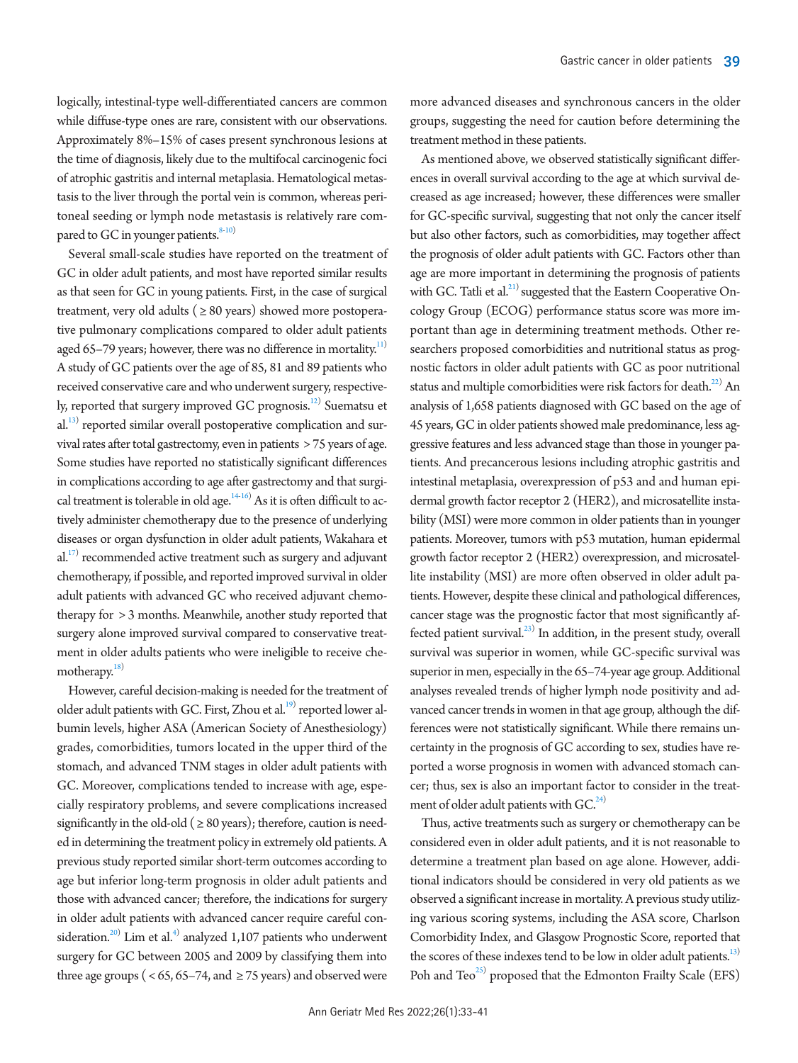logically, intestinal-type well-differentiated cancers are common while diffuse-type ones are rare, consistent with our observations. Approximately 8%–15% of cases present synchronous lesions at the time of diagnosis, likely due to the multifocal carcinogenic foci of atrophic gastritis and internal metaplasia. Hematological metastasis to the liver through the portal vein is common, whereas peritoneal seeding or lymph node metastasis is relatively rare compared to GC in younger patients.[8-10]

Several small-scale studies have reported on the treatment of GC in older adult patients, and most have reported similar results as that seen for GC in young patients. First, in the case of surgical treatment, very old adults (≥80 years) showed more postoperative pulmonary complications compared to older adult patients aged 65–79 years; however, there was no difference in mortality.[11] A study of GC patients over the age of 85, 81 and 89 patients who received conservative care and who underwent surgery, respectively, reported that surgery improved GC prognosis.[12] Suematsu et al.[13] reported similar overall postoperative complication and survival rates after total gastrectomy, even in patients >75 years of age. Some studies have reported no statistically significant differences in complications according to age after gastrectomy and that surgical treatment is tolerable in old age.[14-16] As it is often difficult to actively administer chemotherapy due to the presence of underlying diseases or organ dysfunction in older adult patients, Wakahara et al.[17] recommended active treatment such as surgery and adjuvant chemotherapy, if possible, and reported improved survival in older adult patients with advanced GC who received adjuvant chemotherapy for >3 months. Meanwhile, another study reported that surgery alone improved survival compared to conservative treatment in older adults patients who were ineligible to receive chemotherapy.[18]

However, careful decision-making is needed for the treatment of older adult patients with GC. First, Zhou et al.[19] reported lower albumin levels, higher ASA (American Society of Anesthesiology) grades, comorbidities, tumors located in the upper third of the stomach, and advanced TNM stages in older adult patients with GC. Moreover, complications tended to increase with age, especially respiratory problems, and severe complications increased significantly in the old-old (≥80 years); therefore, caution is needed in determining the treatment policy in extremely old patients. A previous study reported similar short-term outcomes according to age but inferior long-term prognosis in older adult patients and those with advanced cancer; therefore, the indications for surgery in older adult patients with advanced cancer require careful consideration.[20] Lim et al.[4] analyzed 1,107 patients who underwent surgery for GC between 2005 and 2009 by classifying them into three age groups (<65, 65–74, and ≥75 years) and observed were more advanced diseases and synchronous cancers in the older groups, suggesting the need for caution before determining the treatment method in these patients.

As mentioned above, we observed statistically significant differences in overall survival according to the age at which survival decreased as age increased; however, these differences were smaller for GC-specific survival, suggesting that not only the cancer itself but also other factors, such as comorbidities, may together affect the prognosis of older adult patients with GC. Factors other than age are more important in determining the prognosis of patients with GC. Tatli et al.[21] suggested that the Eastern Cooperative Oncology Group (ECOG) performance status score was more important than age in determining treatment methods. Other researchers proposed comorbidities and nutritional status as prognostic factors in older adult patients with GC as poor nutritional status and multiple comorbidities were risk factors for death.[22] An analysis of 1,658 patients diagnosed with GC based on the age of 45 years, GC in older patients showed male predominance, less aggressive features and less advanced stage than those in younger patients. And precancerous lesions including atrophic gastritis and intestinal metaplasia, overexpression of p53 and human epidermal growth factor receptor 2 (HER2), and microsatellite instability (MSI) were more common in older patients than in younger patients. Moreover, tumors with p53 mutation, human epidermal growth factor receptor 2 (HER2) overexpression, and microsatellite instability (MSI) are more often observed in older adult patients. However, despite these clinical and pathological differences, cancer stage was the prognostic factor that most significantly affected patient survival.[23] In addition, in the present study, overall survival was superior in women, while GC-specific survival was superior in men, especially in the 65–74-year age group. Additional analyses revealed trends of higher lymph node positivity and advanced cancer trends in women in that age group, although the differences were not statistically significant. While there remains uncertainty in the prognosis of GC according to sex, studies have reported a worse prognosis in women with advanced stomach cancer; thus, sex is also an important factor to consider in the treatment of older adult patients with GC.[24]

Thus, active treatments such as surgery or chemotherapy can be considered even in older adult patients, and it is not reasonable to determine a treatment plan based on age alone. However, additional indicators should be considered in very old patients as we observed a significant increase in mortality. A previous study utilizing various scoring systems, including the ASA score, Charlson Comorbidity Index, and Glasgow Prognostic Score, reported that the scores of these indexes tend to be low in older adult patients.[13] Poh and Teo[25] proposed that the Edmonton Frailty Scale (EFS)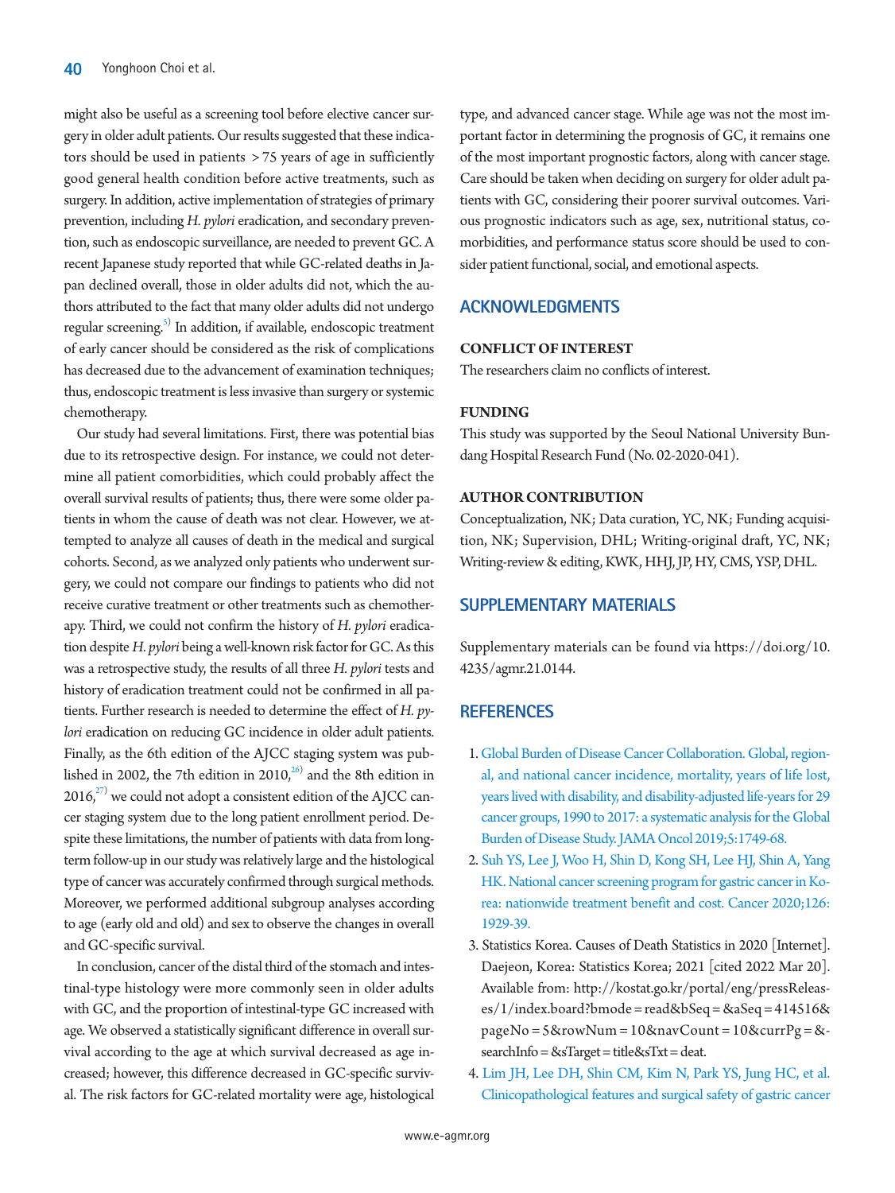might also be useful as a screening tool before elective cancer surgery in older adult patients. Our results suggested that these indicators should be used in patients >75 years of age in sufficiently good general health condition before active treatments, such as surgery. In addition, active implementation of strategies of primary prevention, including *H. pylori* eradication, and secondary prevention, such as endoscopic surveillance, are needed to prevent GC. A recent Japanese study reported that while GC-related deaths in Japan declined overall, those in older adults did not, which the authors attributed to the fact that many older adults did not undergo regular screening.[5] In addition, if available, endoscopic treatment of early cancer should be considered as the risk of complications has decreased due to the advancement of examination techniques; thus, endoscopic treatment is less invasive than surgery or systemic chemotherapy.

Our study had several limitations. First, there was potential bias due to its retrospective design. For instance, we could not determine all patient comorbidities, which could probably affect the overall survival results of patients; thus, there were some older patients in whom the cause of death was not clear. However, we attempted to analyze all causes of death in the medical and surgical cohorts. Second, as we analyzed only patients who underwent surgery, we could not compare our findings to patients who did not receive curative treatment or other treatments such as chemotherapy. Third, we could not confirm the history of *H. pylori* eradication despite *H. pylori* being a well-known risk factor for GC. As this was a retrospective study, the results of all three *H. pylori* tests and history of eradication treatment could not be confirmed in all patients. Further research is needed to determine the effect of *H. pylori* eradication on reducing GC incidence in older adult patients. Finally, as the 6th edition of the AJCC staging system was published in 2002, the 7th edition in 2010,[26] and the 8th edition in 2016,[27] we could not adopt a consistent edition of the AJCC cancer staging system due to the long patient enrollment period. Despite these limitations, the number of patients with data from long-term follow-up in our study was relatively large and the histological type of cancer was accurately confirmed through surgical methods. Moreover, we performed additional subgroup analyses according to age (early old and old) and sex to observe the changes in overall and GC-specific survival.

In conclusion, cancer of the distal third of the stomach and intestinal-type histology were more commonly seen in older adults with GC, and the proportion of intestinal-type GC increased with age. We observed a statistically significant difference in overall survival according to the age at which survival decreased as age increased; however, this difference decreased in GC-specific survival. The risk factors for GC-related mortality were age, histological type, and advanced cancer stage. While age was not the most important factor in determining the prognosis of GC, it remains one of the most important prognostic factors, along with cancer stage. Care should be taken when deciding on surgery for older adult patients with GC, considering their poorer survival outcomes. Various prognostic indicators such as age, sex, nutritional status, comorbidities, and performance status score should be used to consider patient functional, social, and emotional aspects.

## ACKNOWLEDGMENTS

### CONFLICT OF INTEREST

The researchers claim no conflicts of interest.

### FUNDING

This study was supported by the Seoul National University Bundang Hospital Research Fund (No. 02-2020-041).

### AUTHOR CONTRIBUTION

Conceptualization, NK; Data curation, YC, NK; Funding acquisition, NK; Supervision, DHL; Writing-original draft, YC, NK; Writing-review & editing, KWK, HHJ, JP, HY, CMS, YSP, DHL.

## SUPPLEMENTARY MATERIALS

Supplementary materials can be found via https://doi.org/10.4235/agmr.21.0144.

## REFERENCES

1. Global Burden of Disease Cancer Collaboration. Global, regional, and national cancer incidence, mortality, years of life lost, years lived with disability, and disability-adjusted life-years for 29 cancer groups, 1990 to 2017: a systematic analysis for the Global Burden of Disease Study. JAMA Oncol 2019;5:1749-68.
2. Suh YS, Lee J, Woo H, Shin D, Kong SH, Lee HJ, Shin A, Yang HK. National cancer screening program for gastric cancer in Korea: nationwide treatment benefit and cost. Cancer 2020;126:1929-39.
3. Statistics Korea. Causes of Death Statistics in 2020 [Internet]. Daejeon, Korea: Statistics Korea; 2021 [cited 2022 Mar 20]. Available from: http://kostat.go.kr/portal/eng/pressReleases/1/index.board?bmode=read&bSeq=&aSeq=414516&pageNo=5&rowNum=10&navCount=10&currPg=&searchInfo=&sTarget=title&sTxt=deat.
4. Lim JH, Lee DH, Shin CM, Kim N, Park YS, Jung HC, et al. Clinicopathological features and surgical safety of gastric cancer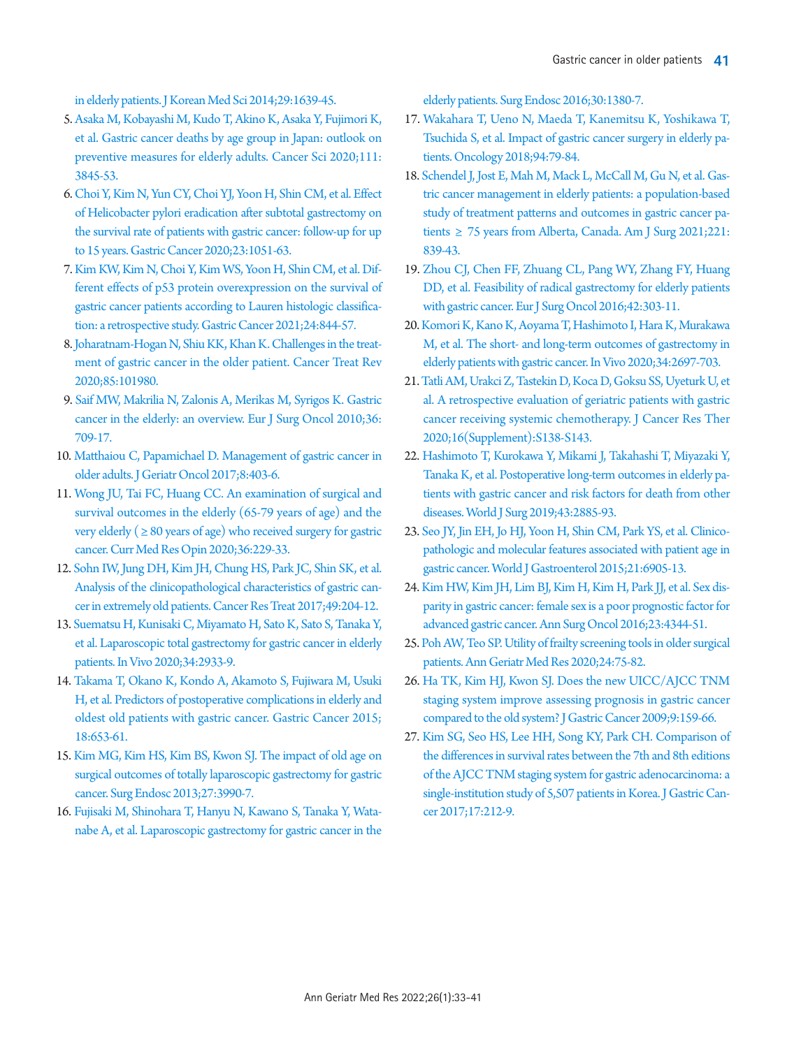in elderly patients. J Korean Med Sci 2014;29:1639-45.

5. Asaka M, Kobayashi M, Kudo T, Akino K, Asaka Y, Fujimori K, et al. Gastric cancer deaths by age group in Japan: outlook on preventive measures for elderly adults. Cancer Sci 2020;111:3845-53.
6. Choi Y, Kim N, Yun CY, Choi YJ, Yoon H, Shin CM, et al. Effect of Helicobacter pylori eradication after subtotal gastrectomy on the survival rate of patients with gastric cancer: follow-up for up to 15 years. Gastric Cancer 2020;23:1051-63.
7. Kim KW, Kim N, Choi Y, Kim WS, Yoon H, Shin CM, et al. Different effects of p53 protein overexpression on the survival of gastric cancer patients according to Lauren histologic classification: a retrospective study. Gastric Cancer 2021;24:844-57.
8. Joharatnam-Hogan N, Shiu KK, Khan K. Challenges in the treatment of gastric cancer in the older patient. Cancer Treat Rev 2020;85:101980.
9. Saif MW, Makrilia N, Zalonis A, Merikas M, Syrigos K. Gastric cancer in the elderly: an overview. Eur J Surg Oncol 2010;36:709-17.
10. Matthaiou C, Papamichael D. Management of gastric cancer in older adults. J Geriatr Oncol 2017;8:403-6.
11. Wong JU, Tai FC, Huang CC. An examination of surgical and survival outcomes in the elderly (65-79 years of age) and the very elderly (≥80 years of age) who received surgery for gastric cancer. Curr Med Res Opin 2020;36:229-33.
12. Sohn IW, Jung DH, Kim JH, Chung HS, Park JC, Shin SK, et al. Analysis of the clinicopathological characteristics of gastric cancer in extremely old patients. Cancer Res Treat 2017;49:204-12.
13. Suematsu H, Kunisaki C, Miyamoto H, Sato K, Sato S, Tanaka Y, et al. Laparoscopic total gastrectomy for gastric cancer in elderly patients. In Vivo 2020;34:2933-9.
14. Takama T, Okano K, Kondo A, Akamoto S, Fujiwara M, Usuki H, et al. Predictors of postoperative complications in elderly and oldest old patients with gastric cancer. Gastric Cancer 2015;18:653-61.
15. Kim MG, Kim HS, Kim BS, Kwon SJ. The impact of old age on surgical outcomes of totally laparoscopic gastrectomy for gastric cancer. Surg Endosc 2013;27:3990-7.
16. Fujisaki M, Shinohara T, Hanyu N, Kawano S, Tanaka Y, Watanabe A, et al. Laparoscopic gastrectomy for gastric cancer in the elderly patients. Surg Endosc 2016;30:1380-7.
17. Wakahara T, Ueno N, Maeda T, Kanemitsu K, Yoshikawa T, Tsuchida S, et al. Impact of gastric cancer surgery in elderly patients. Oncology 2018;94:79-84.
18. Schendel J, Jost E, Mah M, Mack L, McCall M, Gu N, et al. Gastric cancer management in elderly patients: a population-based study of treatment patterns and outcomes in gastric cancer patients ≥ 75 years from Alberta, Canada. Am J Surg 2021;221:839-43.
19. Zhou CJ, Chen FF, Zhuang CL, Pang WY, Zhang FY, Huang DD, et al. Feasibility of radical gastrectomy for elderly patients with gastric cancer. Eur J Surg Oncol 2016;42:303-11.
20. Komori K, Kano K, Aoyama T, Hashimoto I, Hara K, Murakawa M, et al. The short- and long-term outcomes of gastrectomy in elderly patients with gastric cancer. In Vivo 2020;34:2697-703.
21. Tatli AM, Urakci Z, Tastekin D, Koca D, Goksu SS, Uyeturk U, et al. A retrospective evaluation of geriatric patients with gastric cancer receiving systemic chemotherapy. J Cancer Res Ther 2020;16(Supplement):S138-S143.
22. Hashimoto T, Kurokawa Y, Mikami J, Takahashi T, Miyazaki Y, Tanaka K, et al. Postoperative long-term outcomes in elderly patients with gastric cancer and risk factors for death from other diseases. World J Surg 2019;43:2885-93.
23. Seo JY, Jin EH, Jo HJ, Yoon H, Shin CM, Park YS, et al. Clinicopathologic and molecular features associated with patient age in gastric cancer. World J Gastroenterol 2015;21:6905-13.
24. Kim HW, Kim JH, Lim BJ, Kim H, Kim H, Park JJ, et al. Sex disparity in gastric cancer: female sex is a poor prognostic factor for advanced gastric cancer. Ann Surg Oncol 2016;23:4344-51.
25. Poh AW, Teo SP. Utility of frailty screening tools in older surgical patients. Ann Geriatr Med Res 2020;24:75-82.
26. Ha TK, Kim HJ, Kwon SJ. Does the new UICC/AJCC TNM staging system improve assessing prognosis in gastric cancer compared to the old system? J Gastric Cancer 2009;9:159-66.
27. Kim SG, Seo HS, Lee HH, Song KY, Park CH. Comparison of the differences in survival rates between the 7th and 8th editions of the AJCC TNM staging system for gastric adenocarcinoma: a single-institution study of 5,507 patients in Korea. J Gastric Cancer 2017;17:212-9.